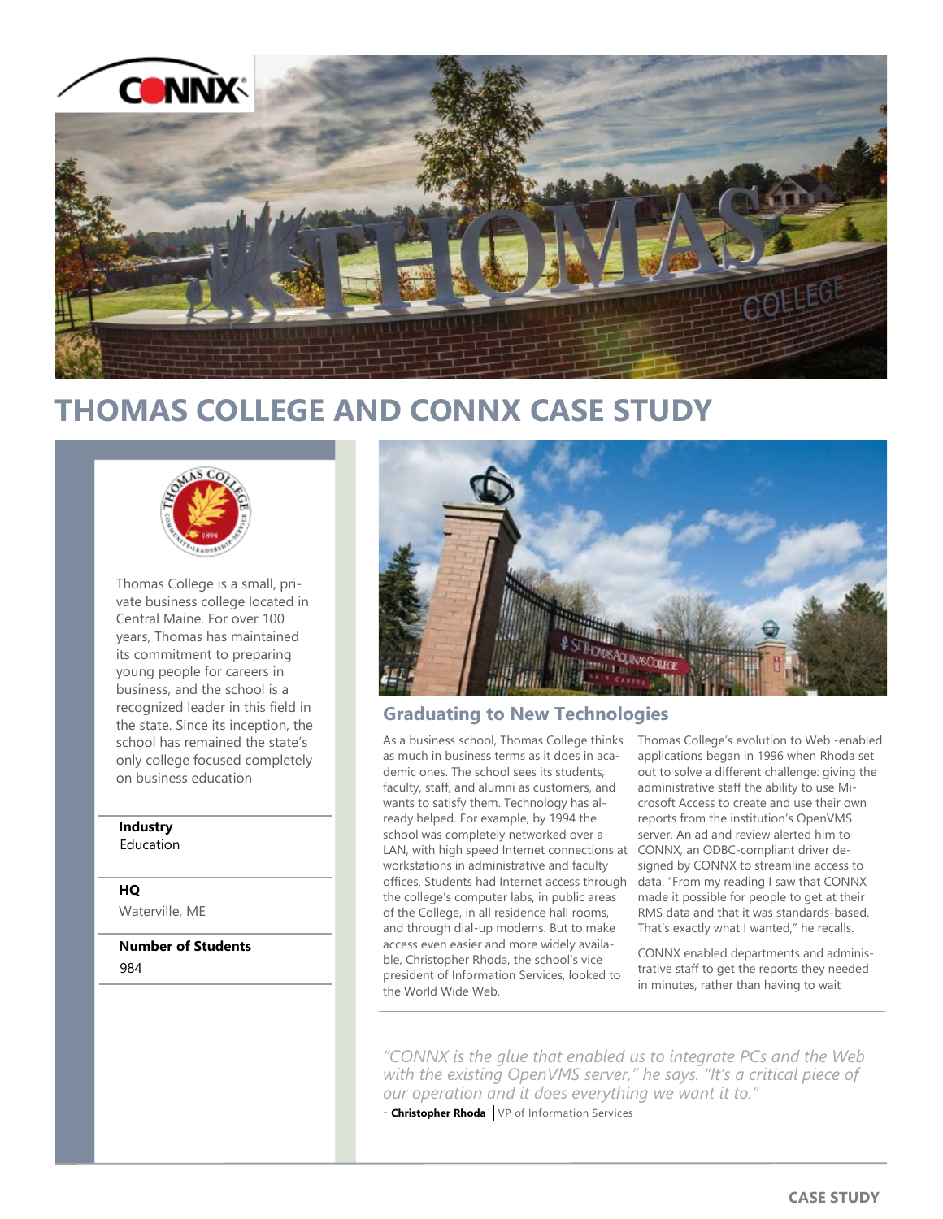# THOMAS COLLEGE AND CONNX CASE STUDY

Thomas College is a small, private business college located in Central Maine. For over 100 years, Thomas has maintained its commitment to preparing young people for careers in business, and the school is a recognized leader in this field in the state. Since its inception, the school has remained the state's only college focused completely on business education

**Industry**
Education

**HQ**
Waterville, ME

**Number of Students**
984

## Graduating to New Technologies

As a business school, Thomas College thinks as much in business terms as it does in academic ones. The school sees its students, faculty, staff, and alumni as customers, and wants to satisfy them. Technology has already helped. For example, by 1994 the school was completely networked over a LAN, with high speed Internet connections at workstations in administrative and faculty offices. Students had Internet access through the college's computer labs, in public areas of the College, in all residence hall rooms, and through dial-up modems. But to make access even easier and more widely available, Christopher Rhoda, the school's vice president of Information Services, looked to the World Wide Web.

Thomas College's evolution to Web -enabled applications began in 1996 when Rhoda set out to solve a different challenge: giving the administrative staff the ability to use Microsoft Access to create and use their own reports from the institution's OpenVMS server. An ad and review alerted him to CONNX, an ODBC-compliant driver designed by CONNX to streamline access to data. "From my reading I saw that CONNX made it possible for people to get at their RMS data and that it was standards-based. That's exactly what I wanted," he recalls.

CONNX enabled departments and administrative staff to get the reports they needed in minutes, rather than having to wait

*"CONNX is the glue that enabled us to integrate PCs and the Web with the existing OpenVMS server," he says. "It's a critical piece of our operation and it does everything we want it to."*

- **Christopher Rhoda** | VP of Information Services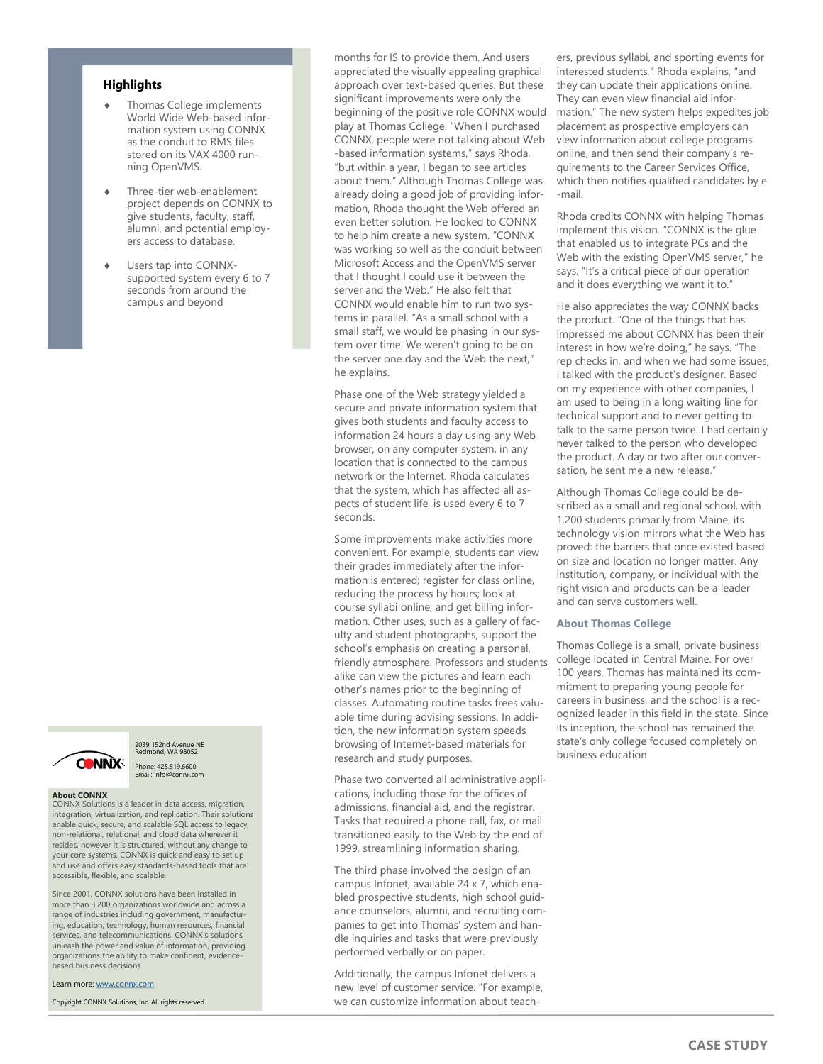## Highlights

- Thomas College implements World Wide Web-based information system using CONNX as the conduit to RMS files stored on its VAX 4000 running OpenVMS.
- Three-tier web-enablement project depends on CONNX to give students, faculty, staff, alumni, and potential employers access to database.
- Users tap into CONNX-supported system every 6 to 7 seconds from around the campus and beyond

months for IS to provide them. And users appreciated the visually appealing graphical approach over text-based queries. But these significant improvements were only the beginning of the positive role CONNX would play at Thomas College. "When I purchased CONNX, people were not talking about Web-based information systems," says Rhoda, "but within a year, I began to see articles about them." Although Thomas College was already doing a good job of providing information, Rhoda thought the Web offered an even better solution. He looked to CONNX to help him create a new system. "CONNX was working so well as the conduit between Microsoft Access and the OpenVMS server that I thought I could use it between the server and the Web." He also felt that CONNX would enable him to run two systems in parallel. "As a small school with a small staff, we would be phasing in our system over time. We weren't going to be on the server one day and the Web the next," he explains.

Phase one of the Web strategy yielded a secure and private information system that gives both students and faculty access to information 24 hours a day using any Web browser, on any computer system, in any location that is connected to the campus network or the Internet. Rhoda calculates that the system, which has affected all aspects of student life, is used every 6 to 7 seconds.

Some improvements make activities more convenient. For example, students can view their grades immediately after the information is entered; register for class online, reducing the process by hours; look at course syllabi online; and get billing information. Other uses, such as a gallery of faculty and student photographs, support the school's emphasis on creating a personal, friendly atmosphere. Professors and students alike can view the pictures and learn each other's names prior to the beginning of classes. Automating routine tasks frees valuable time during advising sessions. In addition, the new information system speeds browsing of Internet-based materials for research and study purposes.

Phase two converted all administrative applications, including those for the offices of admissions, financial aid, and the registrar. Tasks that required a phone call, fax, or mail transitioned easily to the Web by the end of 1999, streamlining information sharing.

The third phase involved the design of an campus Infonet, available 24 x 7, which enabled prospective students, high school guidance counselors, alumni, and recruiting companies to get into Thomas' system and handle inquiries and tasks that were previously performed verbally or on paper.

Additionally, the campus Infonet delivers a new level of customer service. "For example, we can customize information about teachers, previous syllabi, and sporting events for interested students," Rhoda explains, "and they can update their applications online. They can even view financial aid information." The new system helps expedites job placement as prospective employers can view information about college programs online, and then send their company's requirements to the Career Services Office, which then notifies qualified candidates by e-mail.

Rhoda credits CONNX with helping Thomas implement this vision. "CONNX is the glue that enabled us to integrate PCs and the Web with the existing OpenVMS server," he says. "It's a critical piece of our operation and it does everything we want it to."

He also appreciates the way CONNX backs the product. "One of the things that has impressed me about CONNX has been their interest in how we're doing," he says. "The rep checks in, and when we had some issues, I talked with the product's designer. Based on my experience with other companies, I am used to being in a long waiting line for technical support and to never getting to talk to the same person twice. I had certainly never talked to the person who developed the product. A day or two after our conversation, he sent me a new release."

Although Thomas College could be described as a small and regional school, with 1,200 students primarily from Maine, its technology vision mirrors what the Web has proved: the barriers that once existed based on size and location no longer matter. Any institution, company, or individual with the right vision and products can be a leader and can serve customers well.

### About Thomas College

Thomas College is a small, private business college located in Central Maine. For over 100 years, Thomas has maintained its commitment to preparing young people for careers in business, and the school is a recognized leader in this field in the state. Since its inception, the school has remained the state's only college focused completely on business education

---

CONNX

2039 152nd Avenue NE
Redmond, WA 98052

Phone: 425.519.6600
Email: info@connx.com

**About CONNX**
CONNX Solutions is a leader in data access, migration, integration, virtualization, and replication. Their solutions enable quick, secure, and scalable SQL access to legacy, non-relational, relational, and cloud data wherever it resides, however it is structured, without any change to your core systems. CONNX is quick and easy to set up and use and offers easy standards-based tools that are accessible, flexible, and scalable.

Since 2001, CONNX solutions have been installed in more than 3,200 organizations worldwide and across a range of industries including government, manufacturing, education, technology, human resources, financial services, and telecommunications. CONNX's solutions unleash the power and value of information, providing organizations the ability to make confident, evidence-based business decisions.

Learn more: [www.connx.com](http://www.connx.com)

Copyright CONNX Solutions, Inc. All rights reserved.

CASE STUDY